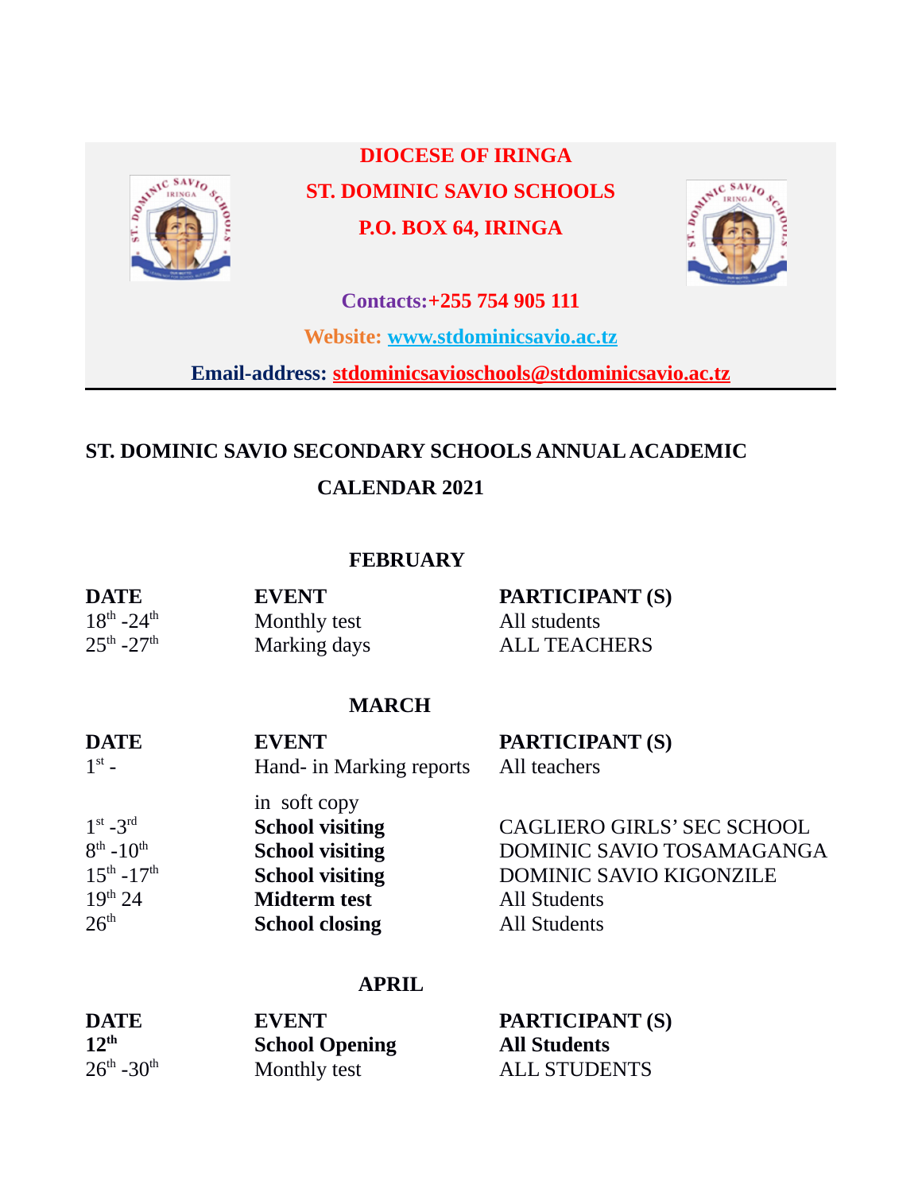**DIOCESE OF IRINGA**

**ST. DOMINIC SAVIO SCHOOLS**

**P.O. BOX 64, IRINGA**

**Contacts:+255 754 905 111**

**Website: www.stdominicsavio.ac.tz**

**Email-address: stdominicsavioschools@stdominicsavio.ac.tz**

## ST. DOMINIC SAVIO SECONDARY SCHOOLS ANNUAL ACADEMIC CALENDAR 2021

### FEBRUARY

| DATE | EVENT | PARTICIPANT (S) |
|---|---|---|
| 18th -24th | Monthly test | All students |
| 25th -27th | Marking days | ALL TEACHERS |

### MARCH

| DATE | EVENT | PARTICIPANT (S) |
|---|---|---|
| 1st - | Hand- in Marking reports in soft copy | All teachers |
| 1st -3rd | **School visiting** | CAGLIERO GIRLS' SEC SCHOOL |
| 8th -10th | **School visiting** | DOMINIC SAVIO TOSAMAGANGA |
| 15th -17th | **School visiting** | DOMINIC SAVIO KIGONZILE |
| 19th 24 | **Midterm test** | All Students |
| 26th | **School closing** | All Students |

### APRIL

| DATE | EVENT | PARTICIPANT (S) |
|---|---|---|
| **12th** | **School Opening** | **All Students** |
| 26th -30th | Monthly test | ALL STUDENTS |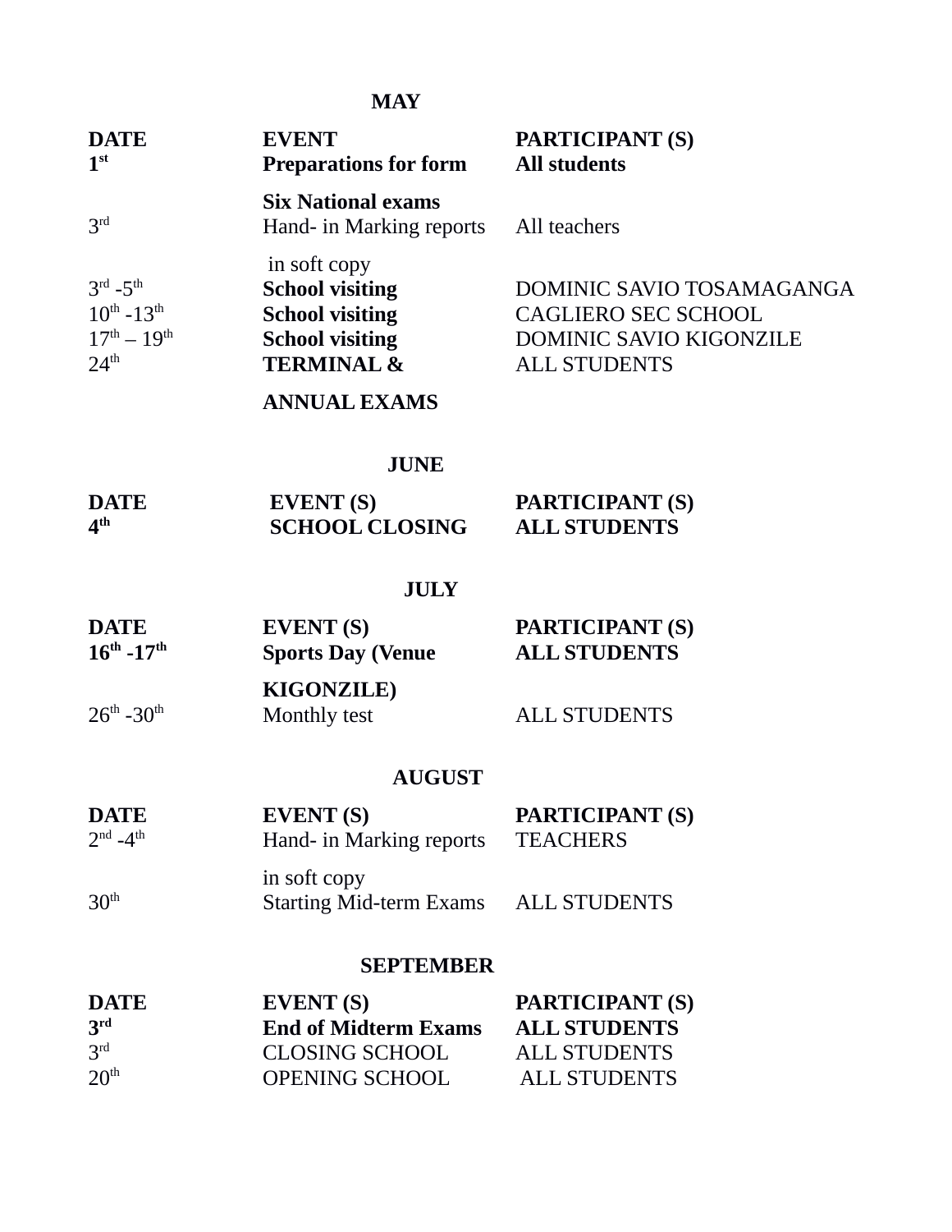## MAY

| DATE | EVENT | PARTICIPANT (S) |
|---|---|---|
| **1st** | **Preparations for form Six National exams** | **All students** |
| 3rd | Hand- in Marking reports in soft copy | All teachers |
| 3rd -5th | **School visiting** | DOMINIC SAVIO TOSAMAGANGA |
| 10th -13th | **School visiting** | CAGLIERO SEC SCHOOL |
| 17th – 19th | **School visiting** | DOMINIC SAVIO KIGONZILE |
| 24th | **TERMINAL & ANNUAL EXAMS** | ALL STUDENTS |

## JUNE

| DATE | EVENT (S) | PARTICIPANT (S) |
|---|---|---|
| **4th** | **SCHOOL CLOSING** | **ALL STUDENTS** |

## JULY

| DATE | EVENT (S) | PARTICIPANT (S) |
|---|---|---|
| **16th -17th** | **Sports Day (Venue KIGONZILE)** | **ALL STUDENTS** |
| 26th -30th | Monthly test | ALL STUDENTS |

## AUGUST

| DATE | EVENT (S) | PARTICIPANT (S) |
|---|---|---|
| 2nd -4th | Hand- in Marking reports in soft copy | TEACHERS |
| 30th | Starting Mid-term Exams | ALL STUDENTS |

## SEPTEMBER

| DATE | EVENT (S) | PARTICIPANT (S) |
|---|---|---|
| **3rd** | **End of Midterm Exams** | **ALL STUDENTS** |
| 3rd | CLOSING SCHOOL | ALL STUDENTS |
| 20th | OPENING SCHOOL | ALL STUDENTS |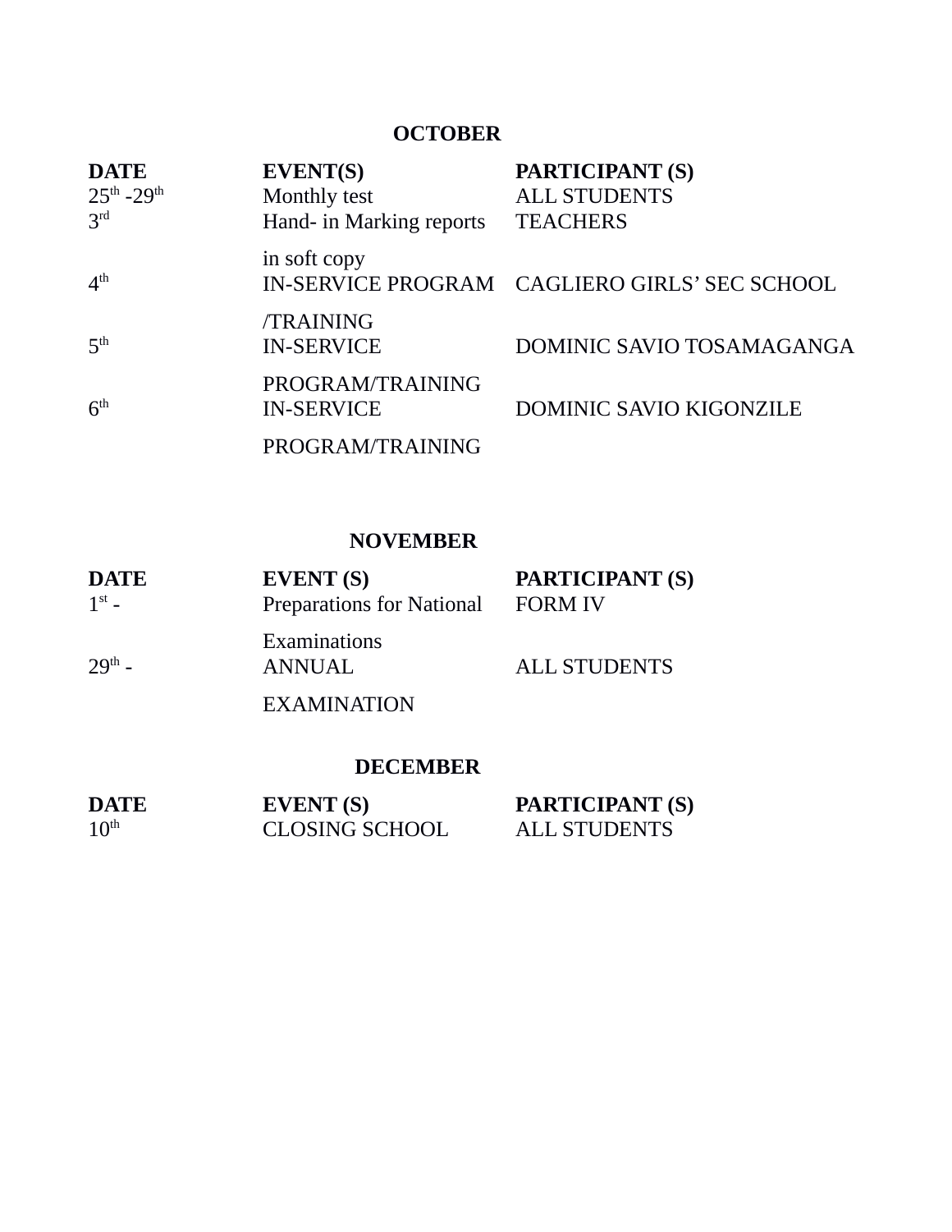**OCTOBER**

| DATE | EVENT(S) | PARTICIPANT (S) |
|---|---|---|
| 25th -29th | Monthly test | ALL STUDENTS |
| 3rd | Hand- in Marking reports in soft copy | TEACHERS |
| 4th | IN-SERVICE PROGRAM /TRAINING | CAGLIERO GIRLS' SEC SCHOOL |
| 5th | IN-SERVICE PROGRAM/TRAINING | DOMINIC SAVIO TOSAMAGANGA |
| 6th | IN-SERVICE PROGRAM/TRAINING | DOMINIC SAVIO KIGONZILE |

**NOVEMBER**

| DATE | EVENT (S) | PARTICIPANT (S) |
|---|---|---|
| 1st - | Preparations for National Examinations | FORM IV |
| 29th - | ANNUAL EXAMINATION | ALL STUDENTS |

**DECEMBER**

| DATE | EVENT (S) | PARTICIPANT (S) |
|---|---|---|
| 10th | CLOSING SCHOOL | ALL STUDENTS |